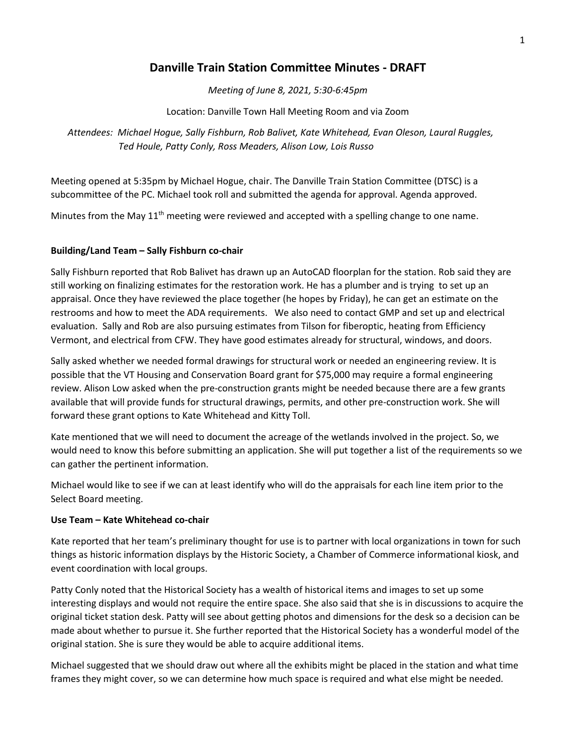# Danville Train Station Committee Minutes - DRAFT

*Meeting of June 8, 2021, 5:30-6:45pm*

Location: Danville Town Hall Meeting Room and via Zoom

*Attendees: Michael Hogue, Sally Fishburn, Rob Balivet, Kate Whitehead, Evan Oleson, Laural Ruggles, Ted Houle, Patty Conly, Ross Meaders, Alison Low, Lois Russo*

Meeting opened at 5:35pm by Michael Hogue, chair. The Danville Train Station Committee (DTSC) is a subcommittee of the PC. Michael took roll and submitted the agenda for approval. Agenda approved.

Minutes from the May 11th meeting were reviewed and accepted with a spelling change to one name.

**Building/Land Team – Sally Fishburn co-chair**

Sally Fishburn reported that Rob Balivet has drawn up an AutoCAD floorplan for the station. Rob said they are still working on finalizing estimates for the restoration work. He has a plumber and is trying to set up an appraisal. Once they have reviewed the place together (he hopes by Friday), he can get an estimate on the restrooms and how to meet the ADA requirements. We also need to contact GMP and set up and electrical evaluation. Sally and Rob are also pursuing estimates from Tilson for fiberoptic, heating from Efficiency Vermont, and electrical from CFW. They have good estimates already for structural, windows, and doors.

Sally asked whether we needed formal drawings for structural work or needed an engineering review. It is possible that the VT Housing and Conservation Board grant for $75,000 may require a formal engineering review. Alison Low asked when the pre-construction grants might be needed because there are a few grants available that will provide funds for structural drawings, permits, and other pre-construction work. She will forward these grant options to Kate Whitehead and Kitty Toll.

Kate mentioned that we will need to document the acreage of the wetlands involved in the project. So, we would need to know this before submitting an application. She will put together a list of the requirements so we can gather the pertinent information.

Michael would like to see if we can at least identify who will do the appraisals for each line item prior to the Select Board meeting.

**Use Team – Kate Whitehead co-chair**

Kate reported that her team's preliminary thought for use is to partner with local organizations in town for such things as historic information displays by the Historic Society, a Chamber of Commerce informational kiosk, and event coordination with local groups.

Patty Conly noted that the Historical Society has a wealth of historical items and images to set up some interesting displays and would not require the entire space. She also said that she is in discussions to acquire the original ticket station desk. Patty will see about getting photos and dimensions for the desk so a decision can be made about whether to pursue it. She further reported that the Historical Society has a wonderful model of the original station. She is sure they would be able to acquire additional items.

Michael suggested that we should draw out where all the exhibits might be placed in the station and what time frames they might cover, so we can determine how much space is required and what else might be needed.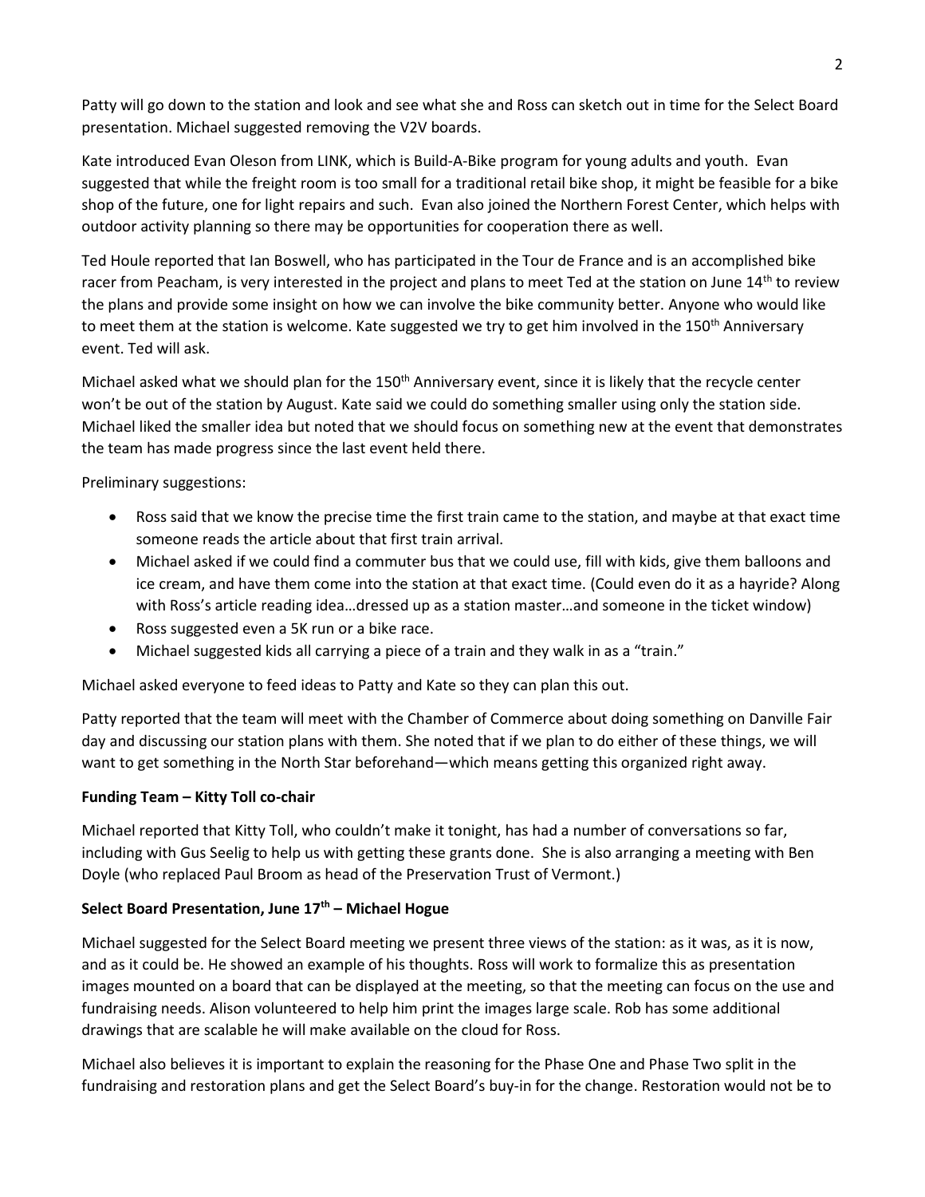Patty will go down to the station and look and see what she and Ross can sketch out in time for the Select Board presentation. Michael suggested removing the V2V boards.

Kate introduced Evan Oleson from LINK, which is Build-A-Bike program for young adults and youth. Evan suggested that while the freight room is too small for a traditional retail bike shop, it might be feasible for a bike shop of the future, one for light repairs and such. Evan also joined the Northern Forest Center, which helps with outdoor activity planning so there may be opportunities for cooperation there as well.

Ted Houle reported that Ian Boswell, who has participated in the Tour de France and is an accomplished bike racer from Peacham, is very interested in the project and plans to meet Ted at the station on June 14th to review the plans and provide some insight on how we can involve the bike community better. Anyone who would like to meet them at the station is welcome. Kate suggested we try to get him involved in the 150th Anniversary event. Ted will ask.

Michael asked what we should plan for the 150th Anniversary event, since it is likely that the recycle center won't be out of the station by August. Kate said we could do something smaller using only the station side. Michael liked the smaller idea but noted that we should focus on something new at the event that demonstrates the team has made progress since the last event held there.

Preliminary suggestions:

- Ross said that we know the precise time the first train came to the station, and maybe at that exact time someone reads the article about that first train arrival.
- Michael asked if we could find a commuter bus that we could use, fill with kids, give them balloons and ice cream, and have them come into the station at that exact time. (Could even do it as a hayride? Along with Ross's article reading idea…dressed up as a station master…and someone in the ticket window)
- Ross suggested even a 5K run or a bike race.
- Michael suggested kids all carrying a piece of a train and they walk in as a "train."

Michael asked everyone to feed ideas to Patty and Kate so they can plan this out.

Patty reported that the team will meet with the Chamber of Commerce about doing something on Danville Fair day and discussing our station plans with them. She noted that if we plan to do either of these things, we will want to get something in the North Star beforehand—which means getting this organized right away.

**Funding Team – Kitty Toll co-chair**

Michael reported that Kitty Toll, who couldn't make it tonight, has had a number of conversations so far, including with Gus Seelig to help us with getting these grants done. She is also arranging a meeting with Ben Doyle (who replaced Paul Broom as head of the Preservation Trust of Vermont.)

**Select Board Presentation, June 17th – Michael Hogue**

Michael suggested for the Select Board meeting we present three views of the station: as it was, as it is now, and as it could be. He showed an example of his thoughts. Ross will work to formalize this as presentation images mounted on a board that can be displayed at the meeting, so that the meeting can focus on the use and fundraising needs. Alison volunteered to help him print the images large scale. Rob has some additional drawings that are scalable he will make available on the cloud for Ross.

Michael also believes it is important to explain the reasoning for the Phase One and Phase Two split in the fundraising and restoration plans and get the Select Board's buy-in for the change. Restoration would not be to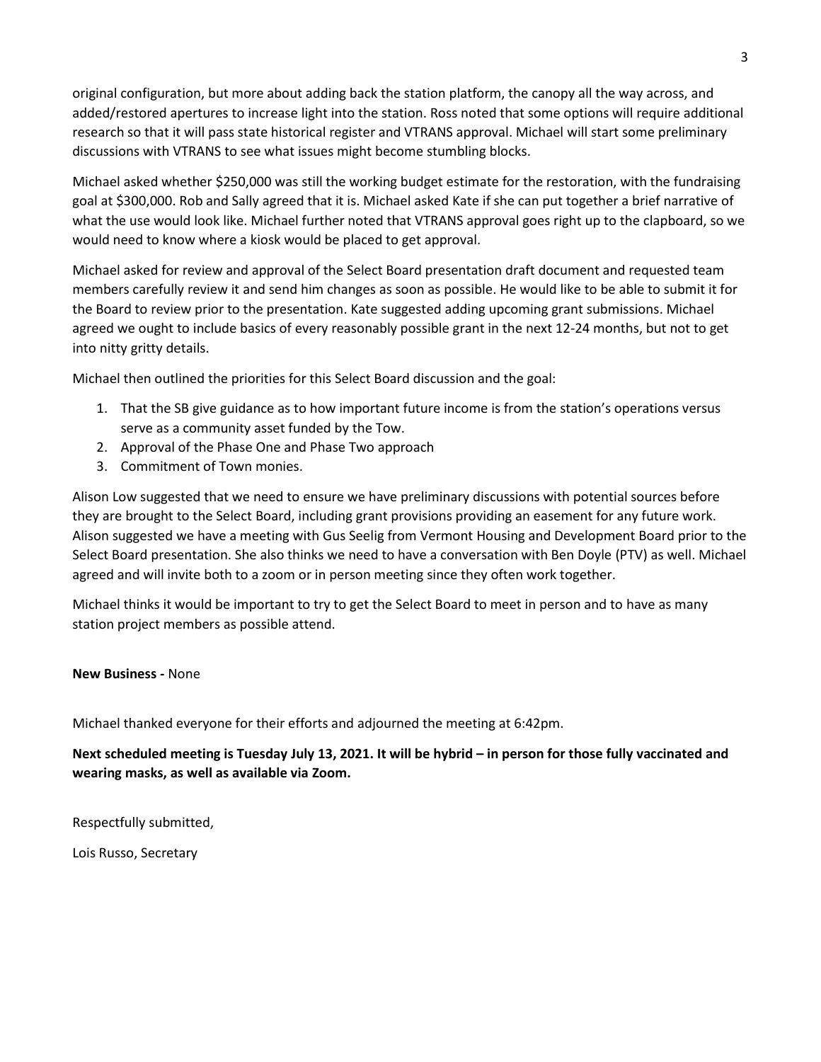original configuration, but more about adding back the station platform, the canopy all the way across, and added/restored apertures to increase light into the station. Ross noted that some options will require additional research so that it will pass state historical register and VTRANS approval. Michael will start some preliminary discussions with VTRANS to see what issues might become stumbling blocks.

Michael asked whether $250,000 was still the working budget estimate for the restoration, with the fundraising goal at $300,000. Rob and Sally agreed that it is. Michael asked Kate if she can put together a brief narrative of what the use would look like. Michael further noted that VTRANS approval goes right up to the clapboard, so we would need to know where a kiosk would be placed to get approval.

Michael asked for review and approval of the Select Board presentation draft document and requested team members carefully review it and send him changes as soon as possible. He would like to be able to submit it for the Board to review prior to the presentation. Kate suggested adding upcoming grant submissions. Michael agreed we ought to include basics of every reasonably possible grant in the next 12-24 months, but not to get into nitty gritty details.

Michael then outlined the priorities for this Select Board discussion and the goal:

1. That the SB give guidance as to how important future income is from the station's operations versus serve as a community asset funded by the Tow.
2. Approval of the Phase One and Phase Two approach
3. Commitment of Town monies.

Alison Low suggested that we need to ensure we have preliminary discussions with potential sources before they are brought to the Select Board, including grant provisions providing an easement for any future work. Alison suggested we have a meeting with Gus Seelig from Vermont Housing and Development Board prior to the Select Board presentation. She also thinks we need to have a conversation with Ben Doyle (PTV) as well. Michael agreed and will invite both to a zoom or in person meeting since they often work together.

Michael thinks it would be important to try to get the Select Board to meet in person and to have as many station project members as possible attend.

**New Business -** None

Michael thanked everyone for their efforts and adjourned the meeting at 6:42pm.

**Next scheduled meeting is Tuesday July 13, 2021. It will be hybrid – in person for those fully vaccinated and wearing masks, as well as available via Zoom.**

Respectfully submitted,

Lois Russo, Secretary